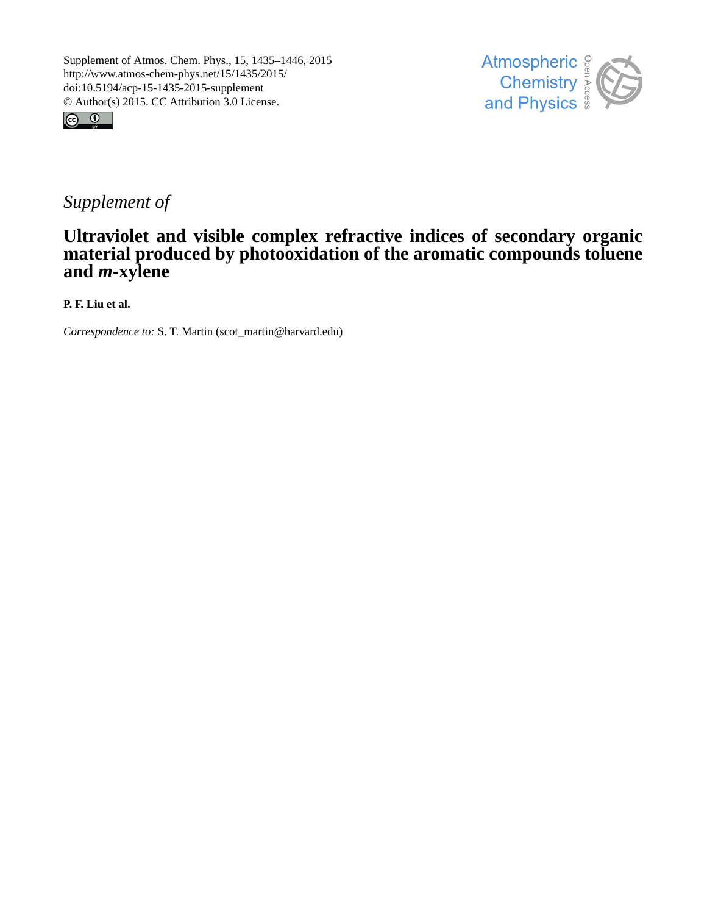Supplement of Atmos. Chem. Phys., 15, 1435–1446, 2015
http://www.atmos-chem-phys.net/15/1435/2015/
doi:10.5194/acp-15-1435-2015-supplement
© Author(s) 2015. CC Attribution 3.0 License.

*Supplement of*

# Ultraviolet and visible complex refractive indices of secondary organic material produced by photooxidation of the aromatic compounds toluene and *m*-xylene

**P. F. Liu et al.**

*Correspondence to:* S. T. Martin (scot_martin@harvard.edu)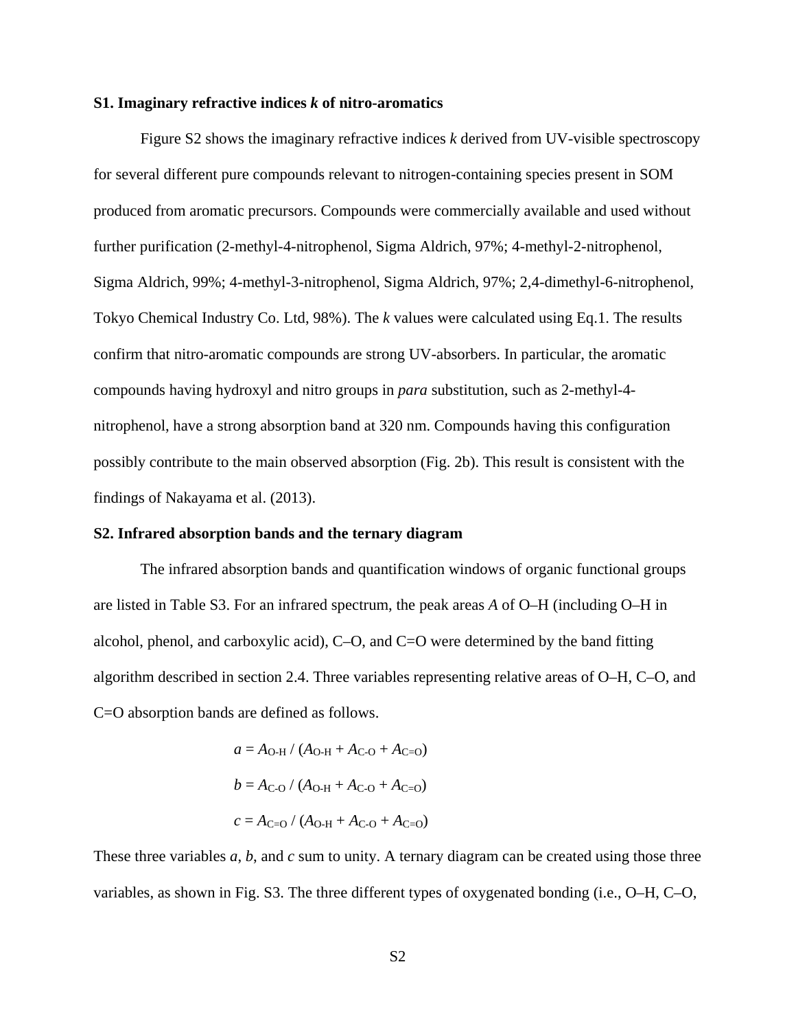**S1. Imaginary refractive indices *k* of nitro-aromatics**

Figure S2 shows the imaginary refractive indices *k* derived from UV-visible spectroscopy for several different pure compounds relevant to nitrogen-containing species present in SOM produced from aromatic precursors. Compounds were commercially available and used without further purification (2-methyl-4-nitrophenol, Sigma Aldrich, 97%; 4-methyl-2-nitrophenol, Sigma Aldrich, 99%; 4-methyl-3-nitrophenol, Sigma Aldrich, 97%; 2,4-dimethyl-6-nitrophenol, Tokyo Chemical Industry Co. Ltd, 98%). The *k* values were calculated using Eq.1. The results confirm that nitro-aromatic compounds are strong UV-absorbers. In particular, the aromatic compounds having hydroxyl and nitro groups in *para* substitution, such as 2-methyl-4-nitrophenol, have a strong absorption band at 320 nm. Compounds having this configuration possibly contribute to the main observed absorption (Fig. 2b). This result is consistent with the findings of Nakayama et al. (2013).

**S2. Infrared absorption bands and the ternary diagram**

The infrared absorption bands and quantification windows of organic functional groups are listed in Table S3. For an infrared spectrum, the peak areas *A* of O–H (including O–H in alcohol, phenol, and carboxylic acid), C–O, and C=O were determined by the band fitting algorithm described in section 2.4. Three variables representing relative areas of O–H, C–O, and C=O absorption bands are defined as follows.

$$a = A_{\text{O-H}} / (A_{\text{O-H}} + A_{\text{C-O}} + A_{\text{C=O}})$$

$$b = A_{\text{C-O}} / (A_{\text{O-H}} + A_{\text{C-O}} + A_{\text{C=O}})$$

$$c = A_{\text{C=O}} / (A_{\text{O-H}} + A_{\text{C-O}} + A_{\text{C=O}})$$

These three variables *a*, *b*, and *c* sum to unity. A ternary diagram can be created using those three variables, as shown in Fig. S3. The three different types of oxygenated bonding (i.e., O–H, C–O,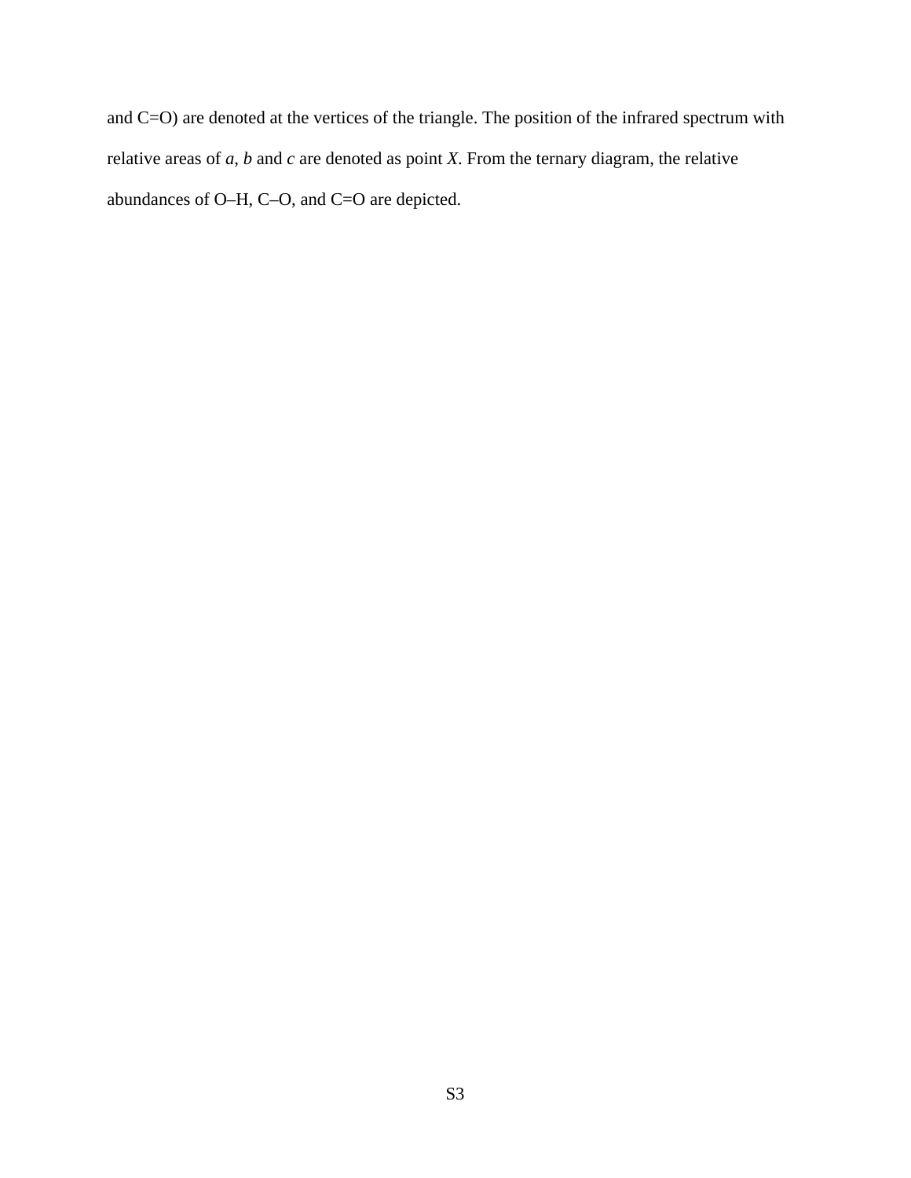and C=O) are denoted at the vertices of the triangle. The position of the infrared spectrum with relative areas of *a*, *b* and *c* are denoted as point *X*. From the ternary diagram, the relative abundances of O–H, C–O, and C=O are depicted.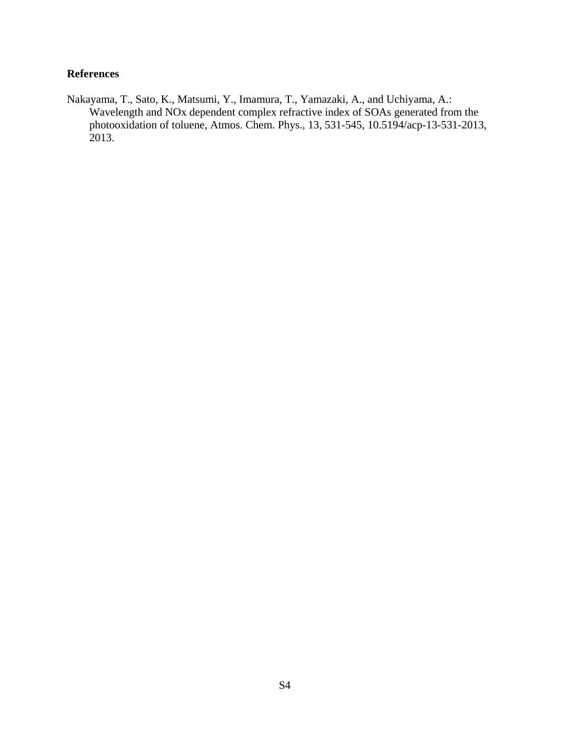**References**

Nakayama, T., Sato, K., Matsumi, Y., Imamura, T., Yamazaki, A., and Uchiyama, A.: Wavelength and NOx dependent complex refractive index of SOAs generated from the photooxidation of toluene, Atmos. Chem. Phys., 13, 531-545, 10.5194/acp-13-531-2013, 2013.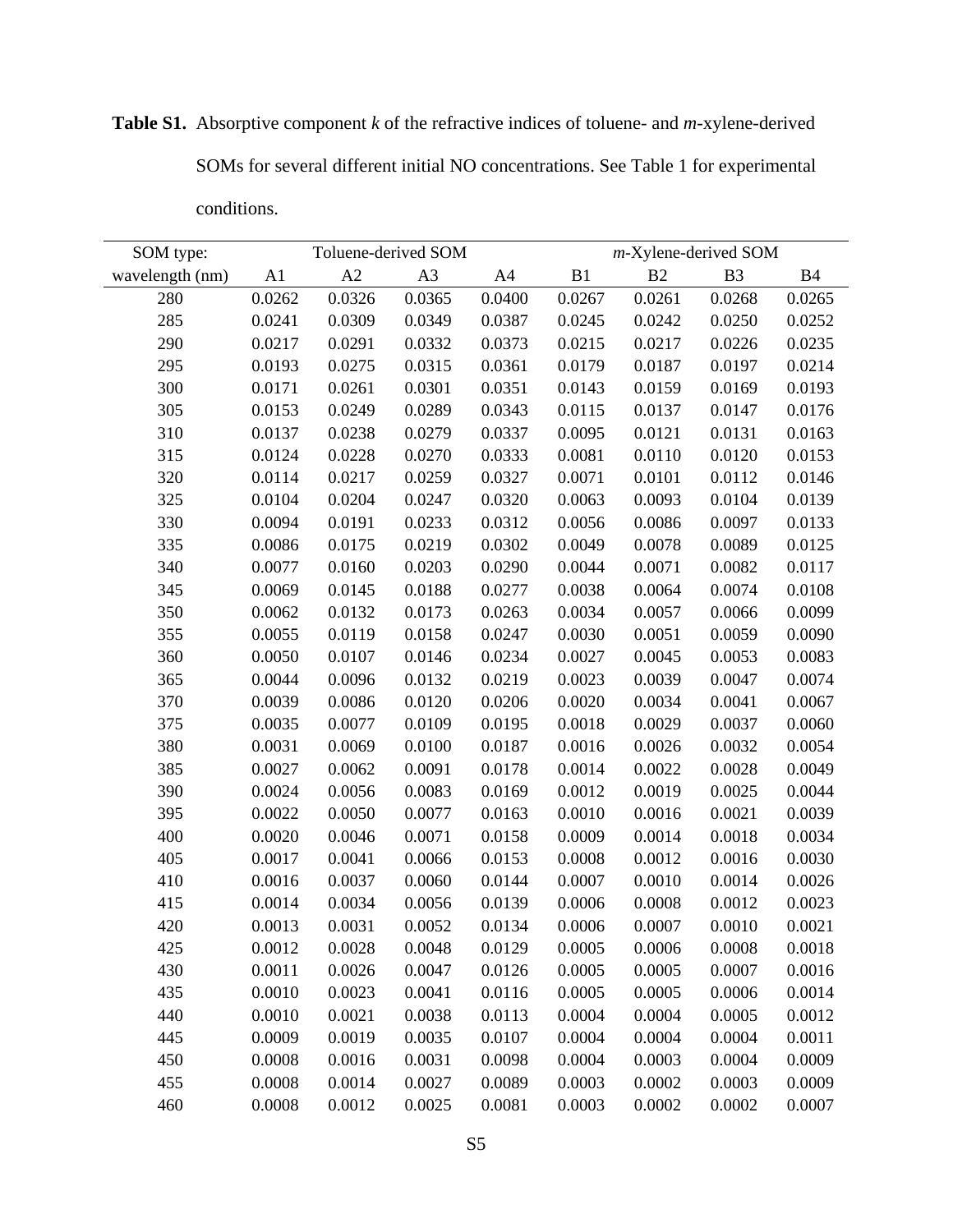**Table S1.** Absorptive component *k* of the refractive indices of toluene- and *m*-xylene-derived SOMs for several different initial NO concentrations. See Table 1 for experimental conditions.

| SOM type: | Toluene-derived SOM | | | | *m*-Xylene-derived SOM | | | |
|---|---|---|---|---|---|---|---|---|
| wavelength (nm) | A1 | A2 | A3 | A4 | B1 | B2 | B3 | B4 |
| 280 | 0.0262 | 0.0326 | 0.0365 | 0.0400 | 0.0267 | 0.0261 | 0.0268 | 0.0265 |
| 285 | 0.0241 | 0.0309 | 0.0349 | 0.0387 | 0.0245 | 0.0242 | 0.0250 | 0.0252 |
| 290 | 0.0217 | 0.0291 | 0.0332 | 0.0373 | 0.0215 | 0.0217 | 0.0226 | 0.0235 |
| 295 | 0.0193 | 0.0275 | 0.0315 | 0.0361 | 0.0179 | 0.0187 | 0.0197 | 0.0214 |
| 300 | 0.0171 | 0.0261 | 0.0301 | 0.0351 | 0.0143 | 0.0159 | 0.0169 | 0.0193 |
| 305 | 0.0153 | 0.0249 | 0.0289 | 0.0343 | 0.0115 | 0.0137 | 0.0147 | 0.0176 |
| 310 | 0.0137 | 0.0238 | 0.0279 | 0.0337 | 0.0095 | 0.0121 | 0.0131 | 0.0163 |
| 315 | 0.0124 | 0.0228 | 0.0270 | 0.0333 | 0.0081 | 0.0110 | 0.0120 | 0.0153 |
| 320 | 0.0114 | 0.0217 | 0.0259 | 0.0327 | 0.0071 | 0.0101 | 0.0112 | 0.0146 |
| 325 | 0.0104 | 0.0204 | 0.0247 | 0.0320 | 0.0063 | 0.0093 | 0.0104 | 0.0139 |
| 330 | 0.0094 | 0.0191 | 0.0233 | 0.0312 | 0.0056 | 0.0086 | 0.0097 | 0.0133 |
| 335 | 0.0086 | 0.0175 | 0.0219 | 0.0302 | 0.0049 | 0.0078 | 0.0089 | 0.0125 |
| 340 | 0.0077 | 0.0160 | 0.0203 | 0.0290 | 0.0044 | 0.0071 | 0.0082 | 0.0117 |
| 345 | 0.0069 | 0.0145 | 0.0188 | 0.0277 | 0.0038 | 0.0064 | 0.0074 | 0.0108 |
| 350 | 0.0062 | 0.0132 | 0.0173 | 0.0263 | 0.0034 | 0.0057 | 0.0066 | 0.0099 |
| 355 | 0.0055 | 0.0119 | 0.0158 | 0.0247 | 0.0030 | 0.0051 | 0.0059 | 0.0090 |
| 360 | 0.0050 | 0.0107 | 0.0146 | 0.0234 | 0.0027 | 0.0045 | 0.0053 | 0.0083 |
| 365 | 0.0044 | 0.0096 | 0.0132 | 0.0219 | 0.0023 | 0.0039 | 0.0047 | 0.0074 |
| 370 | 0.0039 | 0.0086 | 0.0120 | 0.0206 | 0.0020 | 0.0034 | 0.0041 | 0.0067 |
| 375 | 0.0035 | 0.0077 | 0.0109 | 0.0195 | 0.0018 | 0.0029 | 0.0037 | 0.0060 |
| 380 | 0.0031 | 0.0069 | 0.0100 | 0.0187 | 0.0016 | 0.0026 | 0.0032 | 0.0054 |
| 385 | 0.0027 | 0.0062 | 0.0091 | 0.0178 | 0.0014 | 0.0022 | 0.0028 | 0.0049 |
| 390 | 0.0024 | 0.0056 | 0.0083 | 0.0169 | 0.0012 | 0.0019 | 0.0025 | 0.0044 |
| 395 | 0.0022 | 0.0050 | 0.0077 | 0.0163 | 0.0010 | 0.0016 | 0.0021 | 0.0039 |
| 400 | 0.0020 | 0.0046 | 0.0071 | 0.0158 | 0.0009 | 0.0014 | 0.0018 | 0.0034 |
| 405 | 0.0017 | 0.0041 | 0.0066 | 0.0153 | 0.0008 | 0.0012 | 0.0016 | 0.0030 |
| 410 | 0.0016 | 0.0037 | 0.0060 | 0.0144 | 0.0007 | 0.0010 | 0.0014 | 0.0026 |
| 415 | 0.0014 | 0.0034 | 0.0056 | 0.0139 | 0.0006 | 0.0008 | 0.0012 | 0.0023 |
| 420 | 0.0013 | 0.0031 | 0.0052 | 0.0134 | 0.0006 | 0.0007 | 0.0010 | 0.0021 |
| 425 | 0.0012 | 0.0028 | 0.0048 | 0.0129 | 0.0005 | 0.0006 | 0.0008 | 0.0018 |
| 430 | 0.0011 | 0.0026 | 0.0047 | 0.0126 | 0.0005 | 0.0005 | 0.0007 | 0.0016 |
| 435 | 0.0010 | 0.0023 | 0.0041 | 0.0116 | 0.0005 | 0.0005 | 0.0006 | 0.0014 |
| 440 | 0.0010 | 0.0021 | 0.0038 | 0.0113 | 0.0004 | 0.0004 | 0.0005 | 0.0012 |
| 445 | 0.0009 | 0.0019 | 0.0035 | 0.0107 | 0.0004 | 0.0004 | 0.0004 | 0.0011 |
| 450 | 0.0008 | 0.0016 | 0.0031 | 0.0098 | 0.0004 | 0.0003 | 0.0004 | 0.0009 |
| 455 | 0.0008 | 0.0014 | 0.0027 | 0.0089 | 0.0003 | 0.0002 | 0.0003 | 0.0009 |
| 460 | 0.0008 | 0.0012 | 0.0025 | 0.0081 | 0.0003 | 0.0002 | 0.0002 | 0.0007 |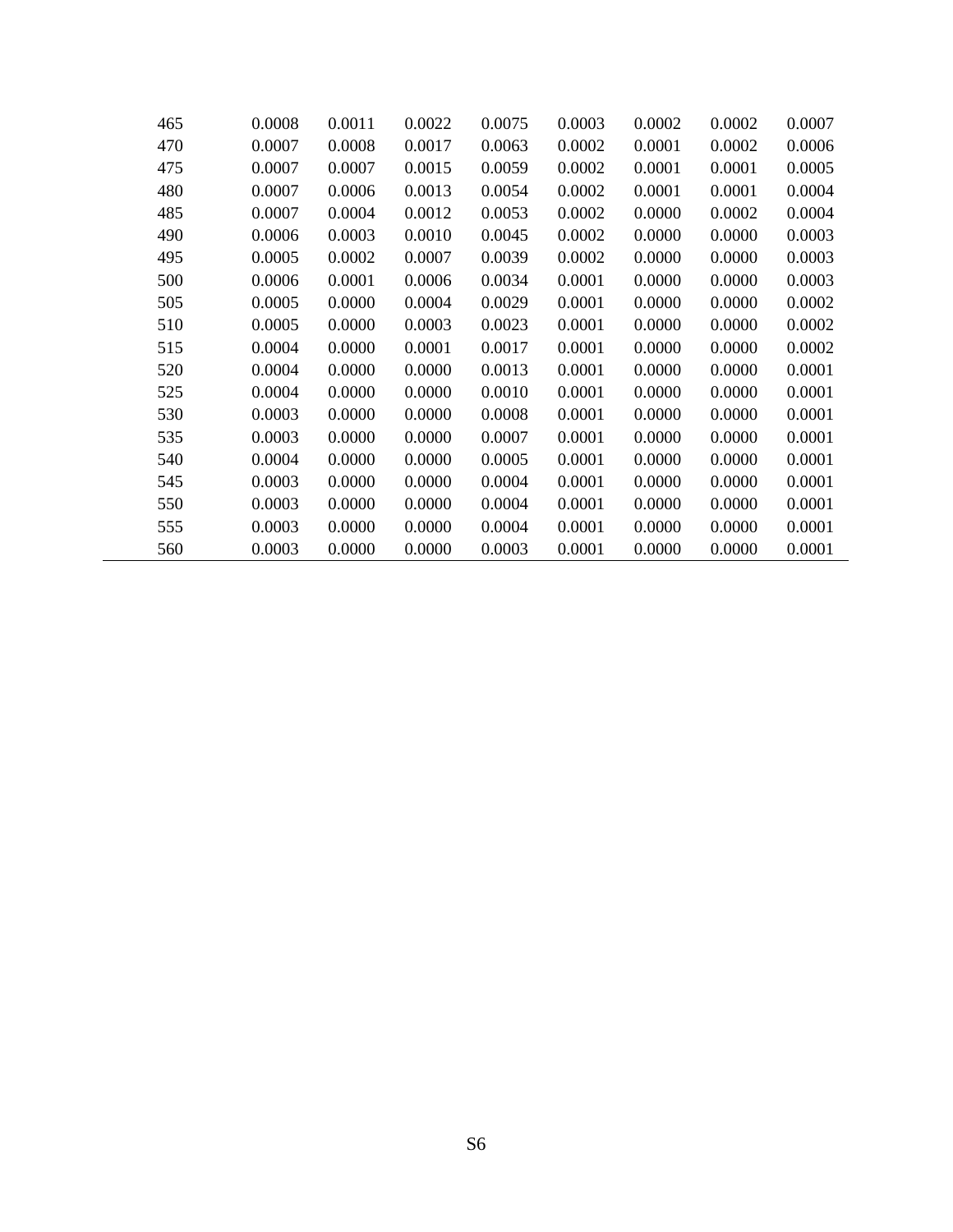| | | | | | | | | |
|---|---|---|---|---|---|---|---|---|
| 465 | 0.0008 | 0.0011 | 0.0022 | 0.0075 | 0.0003 | 0.0002 | 0.0002 | 0.0007 |
| 470 | 0.0007 | 0.0008 | 0.0017 | 0.0063 | 0.0002 | 0.0001 | 0.0002 | 0.0006 |
| 475 | 0.0007 | 0.0007 | 0.0015 | 0.0059 | 0.0002 | 0.0001 | 0.0001 | 0.0005 |
| 480 | 0.0007 | 0.0006 | 0.0013 | 0.0054 | 0.0002 | 0.0001 | 0.0001 | 0.0004 |
| 485 | 0.0007 | 0.0004 | 0.0012 | 0.0053 | 0.0002 | 0.0000 | 0.0002 | 0.0004 |
| 490 | 0.0006 | 0.0003 | 0.0010 | 0.0045 | 0.0002 | 0.0000 | 0.0000 | 0.0003 |
| 495 | 0.0005 | 0.0002 | 0.0007 | 0.0039 | 0.0002 | 0.0000 | 0.0000 | 0.0003 |
| 500 | 0.0006 | 0.0001 | 0.0006 | 0.0034 | 0.0001 | 0.0000 | 0.0000 | 0.0003 |
| 505 | 0.0005 | 0.0000 | 0.0004 | 0.0029 | 0.0001 | 0.0000 | 0.0000 | 0.0002 |
| 510 | 0.0005 | 0.0000 | 0.0003 | 0.0023 | 0.0001 | 0.0000 | 0.0000 | 0.0002 |
| 515 | 0.0004 | 0.0000 | 0.0001 | 0.0017 | 0.0001 | 0.0000 | 0.0000 | 0.0002 |
| 520 | 0.0004 | 0.0000 | 0.0000 | 0.0013 | 0.0001 | 0.0000 | 0.0000 | 0.0001 |
| 525 | 0.0004 | 0.0000 | 0.0000 | 0.0010 | 0.0001 | 0.0000 | 0.0000 | 0.0001 |
| 530 | 0.0003 | 0.0000 | 0.0000 | 0.0008 | 0.0001 | 0.0000 | 0.0000 | 0.0001 |
| 535 | 0.0003 | 0.0000 | 0.0000 | 0.0007 | 0.0001 | 0.0000 | 0.0000 | 0.0001 |
| 540 | 0.0004 | 0.0000 | 0.0000 | 0.0005 | 0.0001 | 0.0000 | 0.0000 | 0.0001 |
| 545 | 0.0003 | 0.0000 | 0.0000 | 0.0004 | 0.0001 | 0.0000 | 0.0000 | 0.0001 |
| 550 | 0.0003 | 0.0000 | 0.0000 | 0.0004 | 0.0001 | 0.0000 | 0.0000 | 0.0001 |
| 555 | 0.0003 | 0.0000 | 0.0000 | 0.0004 | 0.0001 | 0.0000 | 0.0000 | 0.0001 |
| 560 | 0.0003 | 0.0000 | 0.0000 | 0.0003 | 0.0001 | 0.0000 | 0.0000 | 0.0001 |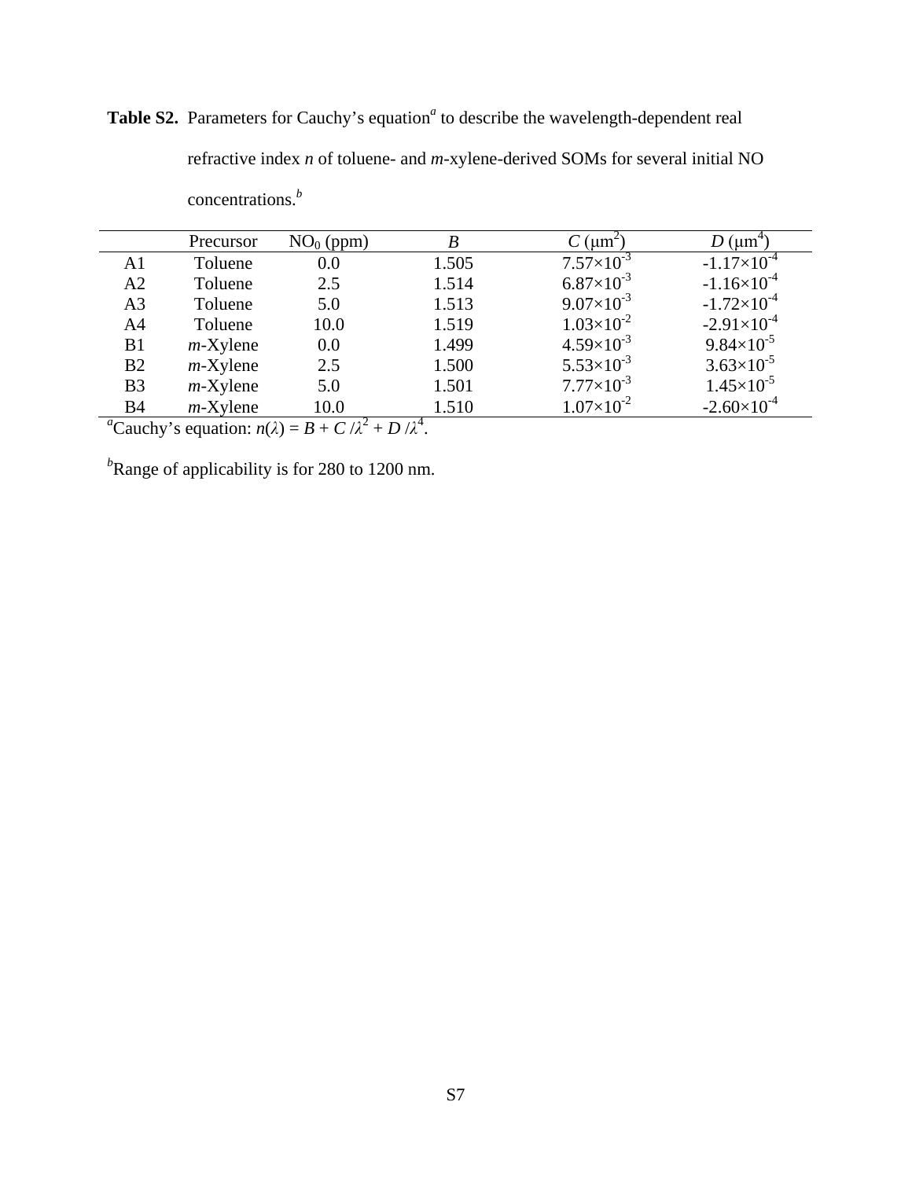**Table S2.** Parameters for Cauchy's equation[a] to describe the wavelength-dependent real refractive index *n* of toluene- and *m*-xylene-derived SOMs for several initial NO concentrations.[b]

| | Precursor | $NO_0$ (ppm) | *B* | *C* (μm$^2$) | *D* (μm$^4$) |
|---|---|---|---|---|---|
| A1 | Toluene | 0.0 | 1.505 | $7.57\times10^{-3}$ | $-1.17\times10^{-4}$ |
| A2 | Toluene | 2.5 | 1.514 | $6.87\times10^{-3}$ | $-1.16\times10^{-4}$ |
| A3 | Toluene | 5.0 | 1.513 | $9.07\times10^{-3}$ | $-1.72\times10^{-4}$ |
| A4 | Toluene | 10.0 | 1.519 | $1.03\times10^{-2}$ | $-2.91\times10^{-4}$ |
| B1 | *m*-Xylene | 0.0 | 1.499 | $4.59\times10^{-3}$ | $9.84\times10^{-5}$ |
| B2 | *m*-Xylene | 2.5 | 1.500 | $5.53\times10^{-3}$ | $3.63\times10^{-5}$ |
| B3 | *m*-Xylene | 5.0 | 1.501 | $7.77\times10^{-3}$ | $1.45\times10^{-5}$ |
| B4 | *m*-Xylene | 10.0 | 1.510 | $1.07\times10^{-2}$ | $-2.60\times10^{-4}$ |

[a]Cauchy's equation: $n(\lambda) = B + C/\lambda^2 + D/\lambda^4$.

[b]Range of applicability is for 280 to 1200 nm.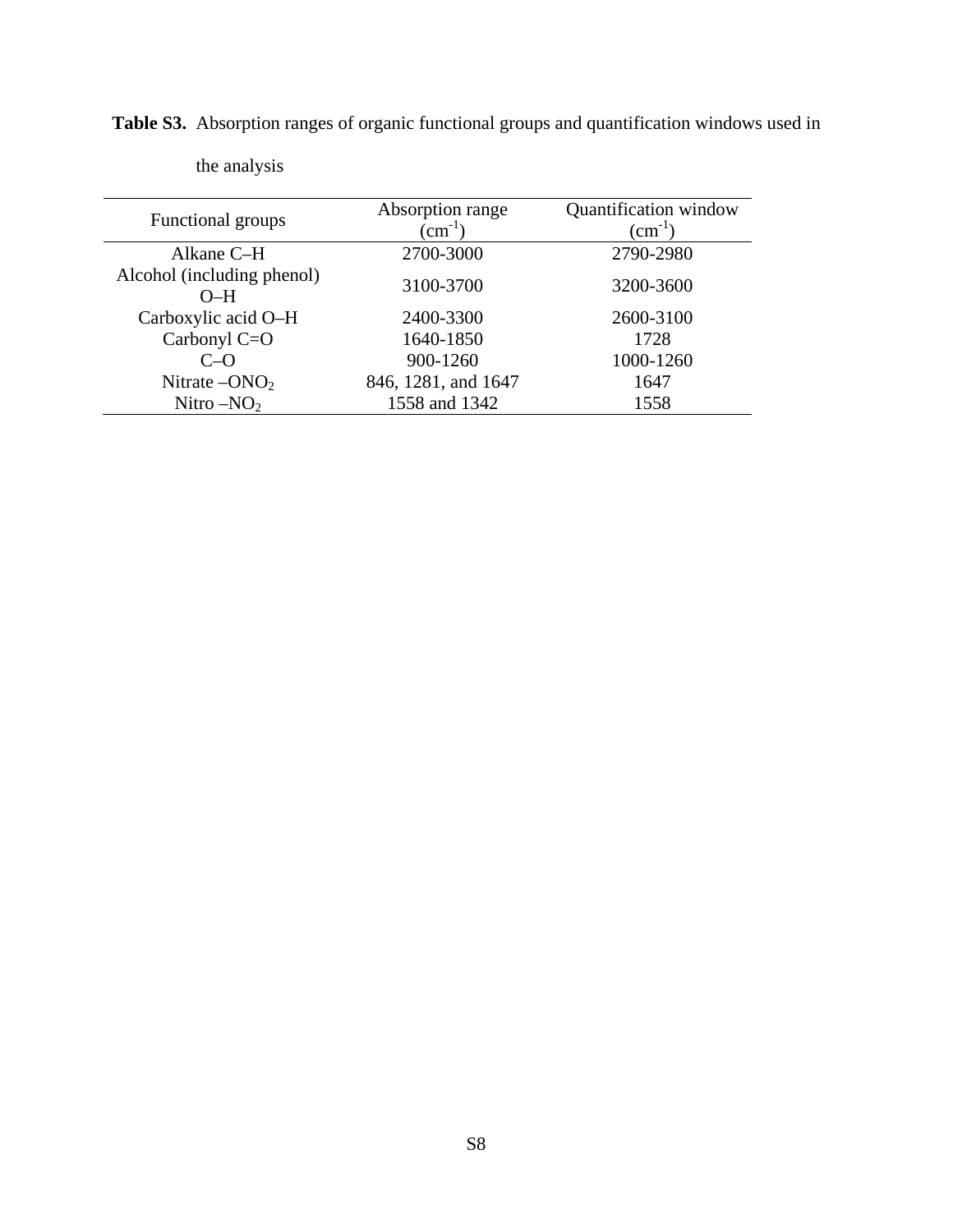**Table S3.** Absorption ranges of organic functional groups and quantification windows used in the analysis

| Functional groups | Absorption range ($cm^{-1}$) | Quantification window ($cm^{-1}$) |
|---|---|---|
| Alkane C–H | 2700-3000 | 2790-2980 |
| Alcohol (including phenol) O–H | 3100-3700 | 3200-3600 |
| Carboxylic acid O–H | 2400-3300 | 2600-3100 |
| Carbonyl C=O | 1640-1850 | 1728 |
| C–O | 900-1260 | 1000-1260 |
| Nitrate $–ONO_2$ | 846, 1281, and 1647 | 1647 |
| Nitro $–NO_2$ | 1558 and 1342 | 1558 |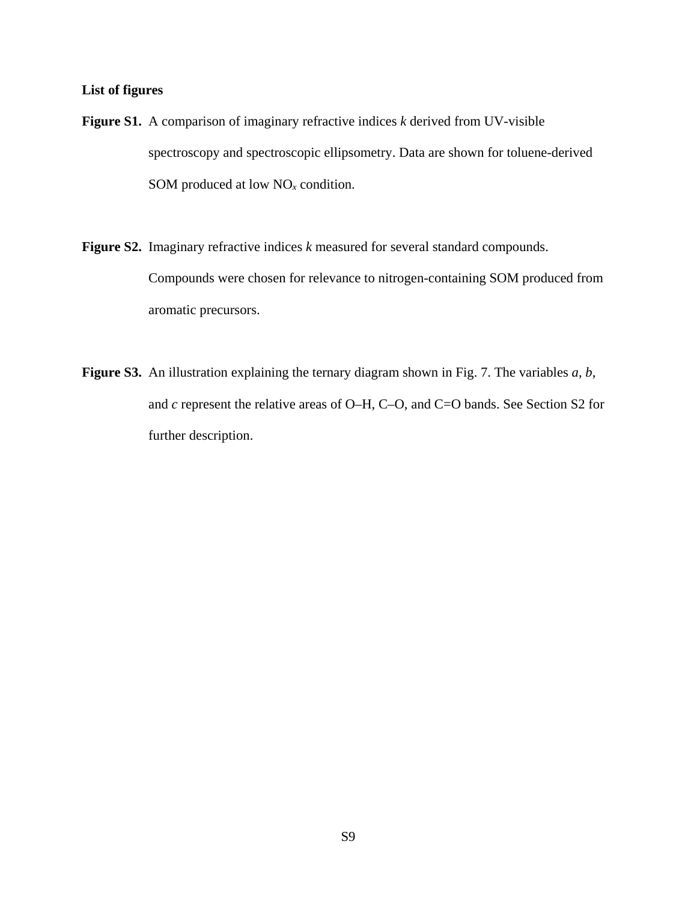**List of figures**

**Figure S1.** A comparison of imaginary refractive indices *k* derived from UV-visible spectroscopy and spectroscopic ellipsometry. Data are shown for toluene-derived SOM produced at low $NO_x$ condition.

**Figure S2.** Imaginary refractive indices *k* measured for several standard compounds. Compounds were chosen for relevance to nitrogen-containing SOM produced from aromatic precursors.

**Figure S3.** An illustration explaining the ternary diagram shown in Fig. 7. The variables *a*, *b*, and *c* represent the relative areas of O–H, C–O, and C=O bands. See Section S2 for further description.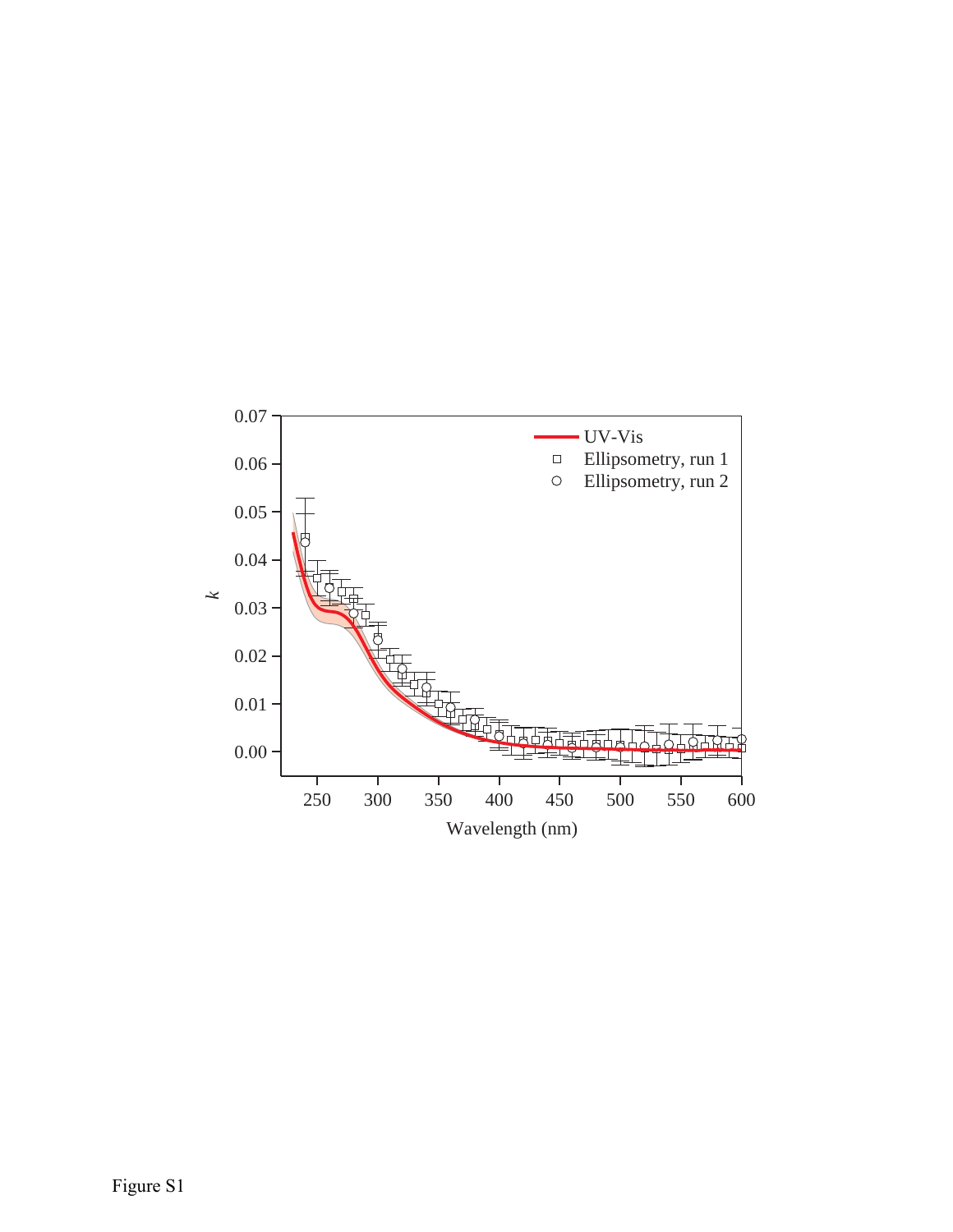Figure S1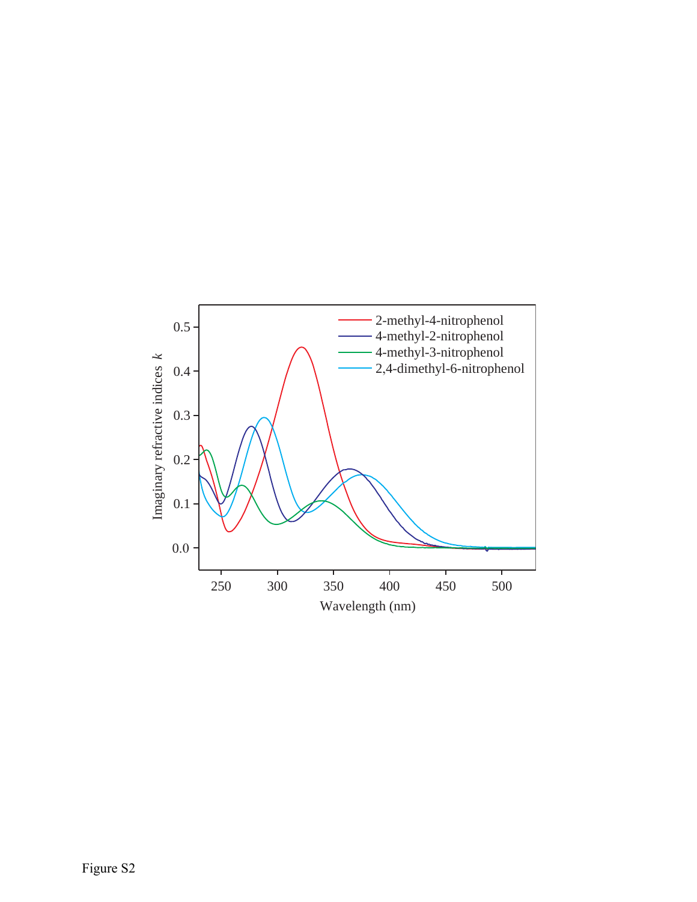Figure S2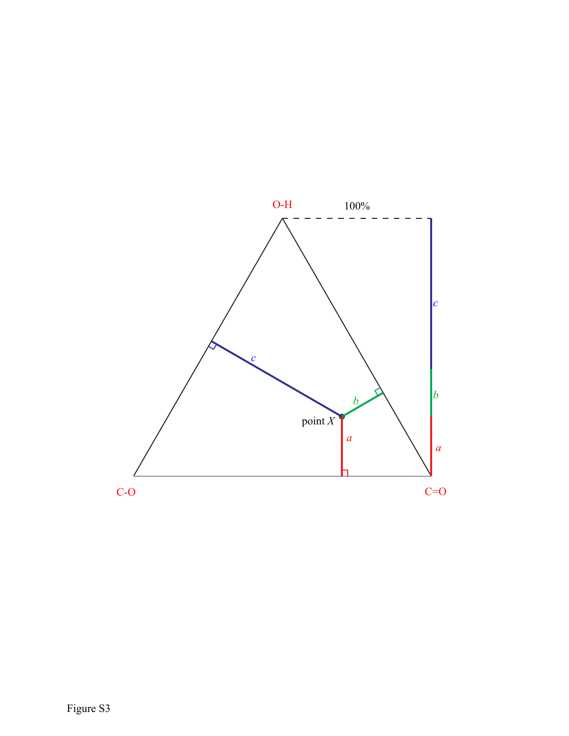O-H

100%

c

c

b

b

point $X$

a

a

C-O

C=O

Figure S3